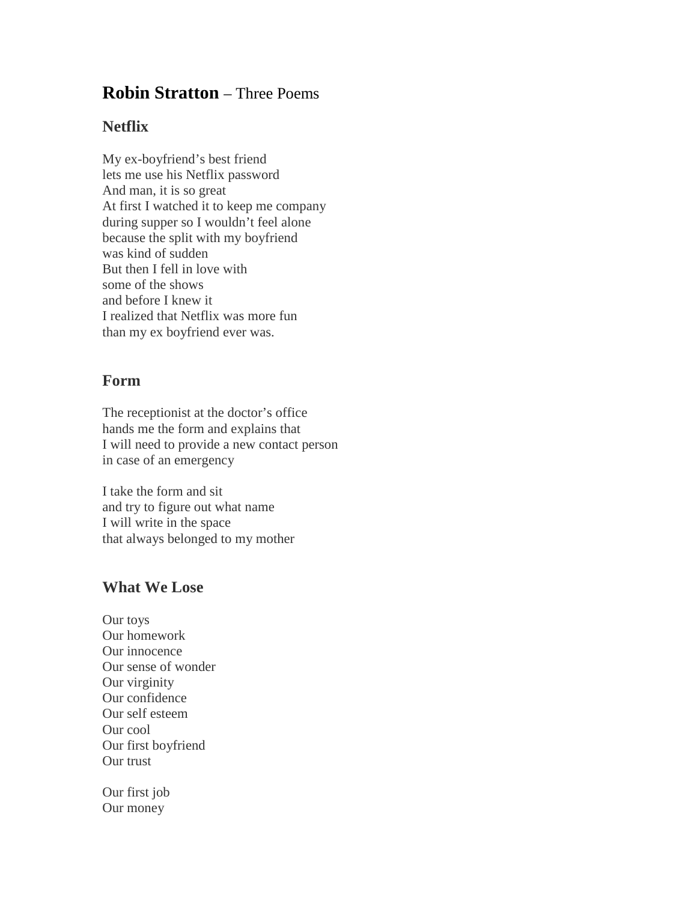# **Robin Stratton** – Three Poems

## Netflix

My ex-boyfriend's best friend
lets me use his Netflix password
And man, it is so great
At first I watched it to keep me company
during supper so I wouldn't feel alone
because the split with my boyfriend
was kind of sudden
But then I fell in love with
some of the shows
and before I knew it
I realized that Netflix was more fun
than my ex boyfriend ever was.

## Form

The receptionist at the doctor's office
hands me the form and explains that
I will need to provide a new contact person
in case of an emergency

I take the form and sit
and try to figure out what name
I will write in the space
that always belonged to my mother

## What We Lose

Our toys
Our homework
Our innocence
Our sense of wonder
Our virginity
Our confidence
Our self esteem
Our cool
Our first boyfriend
Our trust

Our first job
Our money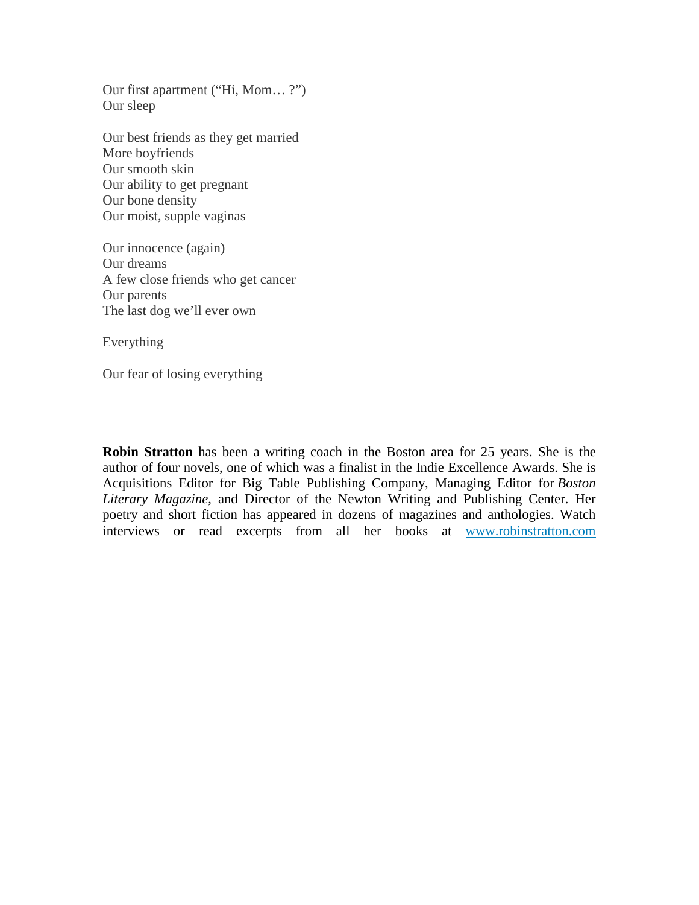Our first apartment ("Hi, Mom… ?")
Our sleep

Our best friends as they get married
More boyfriends
Our smooth skin
Our ability to get pregnant
Our bone density
Our moist, supple vaginas

Our innocence (again)
Our dreams
A few close friends who get cancer
Our parents
The last dog we'll ever own

Everything

Our fear of losing everything

**Robin Stratton** has been a writing coach in the Boston area for 25 years. She is the author of four novels, one of which was a finalist in the Indie Excellence Awards. She is Acquisitions Editor for Big Table Publishing Company, Managing Editor for *Boston Literary Magazine*, and Director of the Newton Writing and Publishing Center. Her poetry and short fiction has appeared in dozens of magazines and anthologies. Watch interviews or read excerpts from all her books at www.robinstratton.com